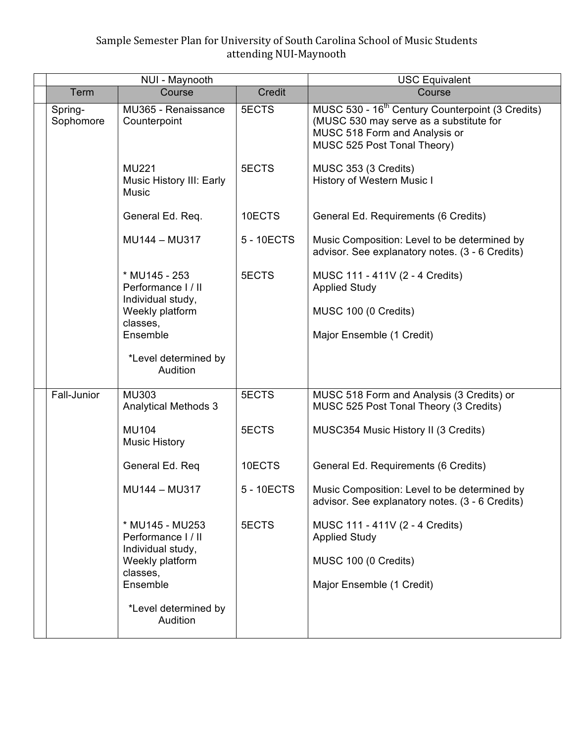# Sample Semester Plan for University of South Carolina School of Music Students attending NUI-Maynooth

| NUI - Maynooth | | | USC Equivalent |
|---|---|---|---|
| **Term** | **Course** | **Credit** | **Course** |
| Spring-Sophomore | MU365 - Renaissance Counterpoint | 5ECTS | MUSC 530 - 16th Century Counterpoint (3 Credits) (MUSC 530 may serve as a substitute for MUSC 518 Form and Analysis or MUSC 525 Post Tonal Theory) |
| | MU221 Music History III: Early Music | 5ECTS | MUSC 353 (3 Credits) History of Western Music I |
| | General Ed. Req. | 10ECTS | General Ed. Requirements (6 Credits) |
| | MU144 – MU317 | 5 - 10ECTS | Music Composition: Level to be determined by advisor. See explanatory notes. (3 - 6 Credits) |
| | * MU145 - 253 Performance I / II Individual study, Weekly platform classes, Ensemble<br>*Level determined by Audition | 5ECTS | MUSC 111 - 411V (2 - 4 Credits) Applied Study<br>MUSC 100 (0 Credits)<br>Major Ensemble (1 Credit) |
| Fall-Junior | MU303 Analytical Methods 3 | 5ECTS | MUSC 518 Form and Analysis (3 Credits) or MUSC 525 Post Tonal Theory (3 Credits) |
| | MU104 Music History | 5ECTS | MUSC354 Music History II (3 Credits) |
| | General Ed. Req | 10ECTS | General Ed. Requirements (6 Credits) |
| | MU144 – MU317 | 5 - 10ECTS | Music Composition: Level to be determined by advisor. See explanatory notes. (3 - 6 Credits) |
| | * MU145 - MU253 Performance I / II Individual study, Weekly platform classes, Ensemble<br>*Level determined by Audition | 5ECTS | MUSC 111 - 411V (2 - 4 Credits) Applied Study<br>MUSC 100 (0 Credits)<br>Major Ensemble (1 Credit) |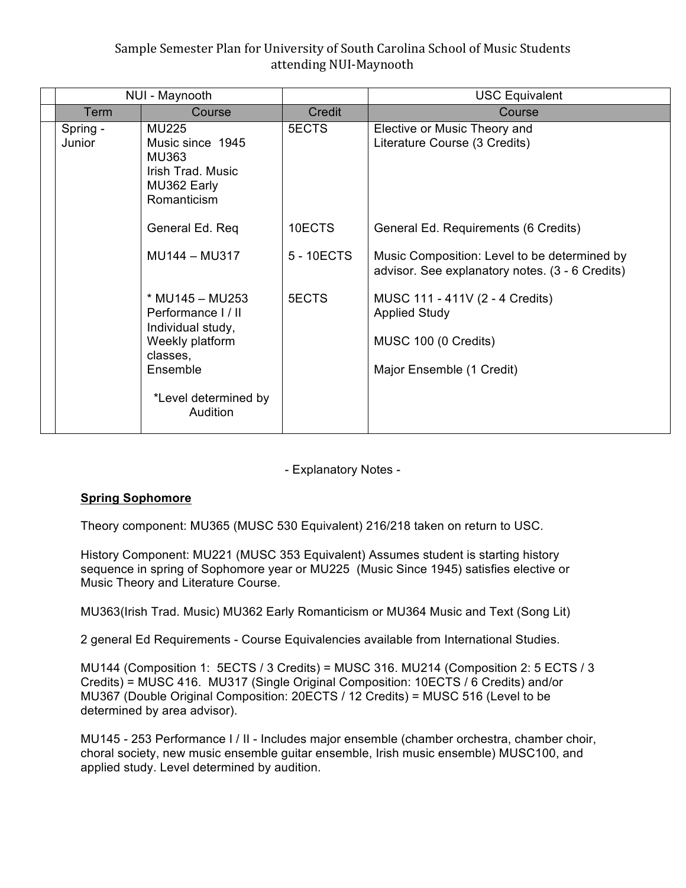Sample Semester Plan for University of South Carolina School of Music Students attending NUI-Maynooth

| | NUI - Maynooth | | | USC Equivalent |
|---|---|---|---|---|
| | Term | Course | Credit | Course |
| | Spring - Junior | MU225 Music since 1945 MU363 Irish Trad. Music MU362 Early Romanticism | 5ECTS | Elective or Music Theory and Literature Course (3 Credits) |
| | | General Ed. Req | 10ECTS | General Ed. Requirements (6 Credits) |
| | | MU144 – MU317 | 5 - 10ECTS | Music Composition: Level to be determined by advisor. See explanatory notes. (3 - 6 Credits) |
| | | * MU145 – MU253 Performance I / II Individual study, Weekly platform classes, Ensemble<br><br>*Level determined by Audition | 5ECTS | MUSC 111 - 411V (2 - 4 Credits) Applied Study<br><br>MUSC 100 (0 Credits)<br><br>Major Ensemble (1 Credit) |

- Explanatory Notes -

**Spring Sophomore**

Theory component: MU365 (MUSC 530 Equivalent) 216/218 taken on return to USC.

History Component: MU221 (MUSC 353 Equivalent) Assumes student is starting history sequence in spring of Sophomore year or MU225 (Music Since 1945) satisfies elective or Music Theory and Literature Course.

MU363(Irish Trad. Music) MU362 Early Romanticism or MU364 Music and Text (Song Lit)

2 general Ed Requirements - Course Equivalencies available from International Studies.

MU144 (Composition 1: 5ECTS / 3 Credits) = MUSC 316. MU214 (Composition 2: 5 ECTS / 3 Credits) = MUSC 416. MU317 (Single Original Composition: 10ECTS / 6 Credits) and/or MU367 (Double Original Composition: 20ECTS / 12 Credits) = MUSC 516 (Level to be determined by area advisor).

MU145 - 253 Performance I / II - Includes major ensemble (chamber orchestra, chamber choir, choral society, new music ensemble guitar ensemble, Irish music ensemble) MUSC100, and applied study. Level determined by audition.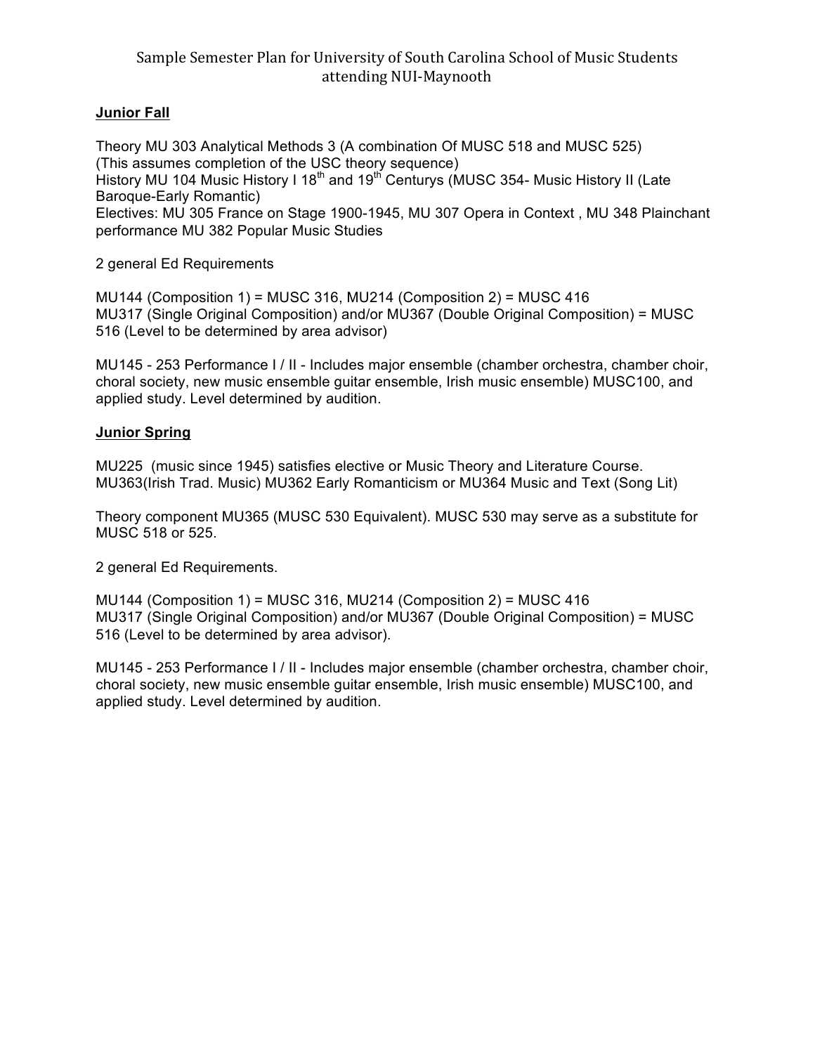# Sample Semester Plan for University of South Carolina School of Music Students attending NUI-Maynooth

**Junior Fall**

Theory MU 303 Analytical Methods 3 (A combination Of MUSC 518 and MUSC 525) (This assumes completion of the USC theory sequence)
History MU 104 Music History I 18th and 19th Centurys (MUSC 354- Music History II (Late Baroque-Early Romantic)
Electives: MU 305 France on Stage 1900-1945, MU 307 Opera in Context , MU 348 Plainchant performance MU 382 Popular Music Studies

2 general Ed Requirements

MU144 (Composition 1) = MUSC 316, MU214 (Composition 2) = MUSC 416
MU317 (Single Original Composition) and/or MU367 (Double Original Composition) = MUSC 516 (Level to be determined by area advisor)

MU145 - 253 Performance I / II - Includes major ensemble (chamber orchestra, chamber choir, choral society, new music ensemble guitar ensemble, Irish music ensemble) MUSC100, and applied study. Level determined by audition.

**Junior Spring**

MU225 (music since 1945) satisfies elective or Music Theory and Literature Course.
MU363(Irish Trad. Music) MU362 Early Romanticism or MU364 Music and Text (Song Lit)

Theory component MU365 (MUSC 530 Equivalent). MUSC 530 may serve as a substitute for MUSC 518 or 525.

2 general Ed Requirements.

MU144 (Composition 1) = MUSC 316, MU214 (Composition 2) = MUSC 416
MU317 (Single Original Composition) and/or MU367 (Double Original Composition) = MUSC 516 (Level to be determined by area advisor).

MU145 - 253 Performance I / II - Includes major ensemble (chamber orchestra, chamber choir, choral society, new music ensemble guitar ensemble, Irish music ensemble) MUSC100, and applied study. Level determined by audition.